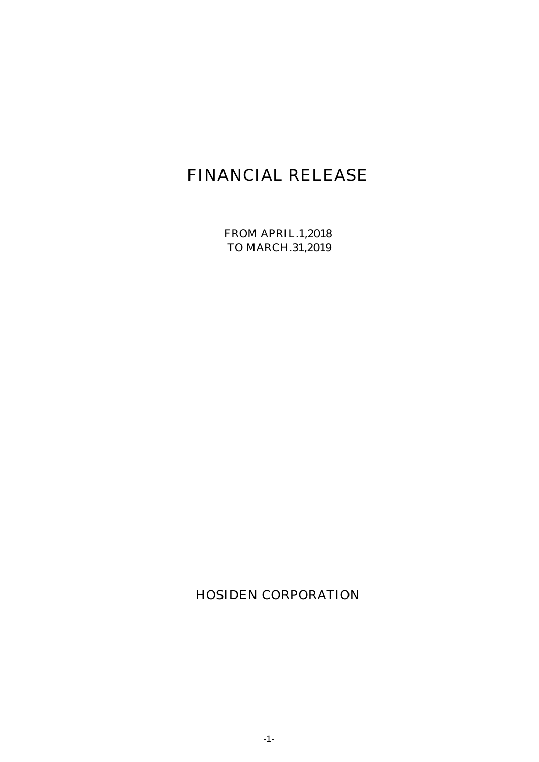# FINANCIAL RELEASE

FROM APRIL.1,2018
TO MARCH.31,2019

HOSIDEN CORPORATION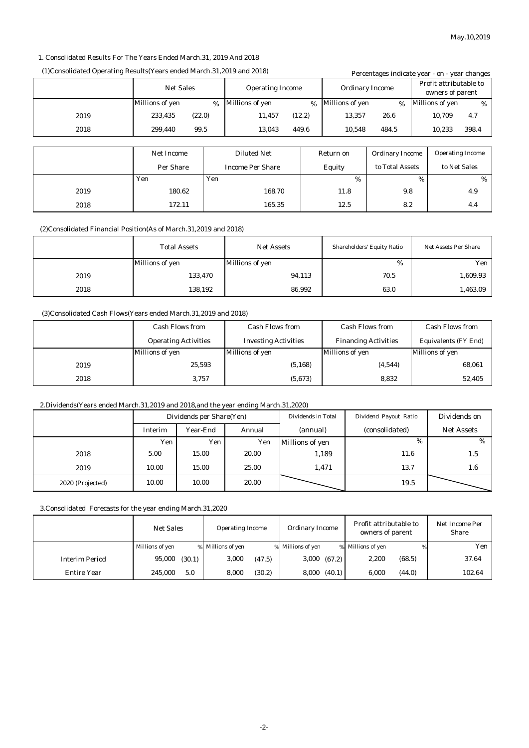May.10,2019

## 1. Consolidated Results For The Years Ended March.31, 2019 And 2018

### (1)Consolidated Operating Results(Years ended March.31,2019 and 2018)

Percentages indicate year - on - year changes

| | Net Sales | | Operating Income | | Ordinary Income | | Profit attributable to owners of parent | |
|---|---|---|---|---|---|---|---|---|
| | Millions of yen | % | Millions of yen | % | Millions of yen | % | Millions of yen | % |
| 2019 | 233,435 | (22.0) | 11,457 | (12.2) | 13,357 | 26.6 | 10,709 | 4.7 |
| 2018 | 299,440 | 99.5 | 13,043 | 449.6 | 10,548 | 484.5 | 10,233 | 398.4 |

| | Net Income Per Share | Diluted Net Income Per Share | Return on Equity | Ordinary Income to Total Assets | Operating Income to Net Sales |
|---|---|---|---|---|---|
| | Yen | Yen | % | % | % |
| 2019 | 180.62 | 168.70 | 11.8 | 9.8 | 4.9 |
| 2018 | 172.11 | 165.35 | 12.5 | 8.2 | 4.4 |

### (2)Consolidated Financial Position(As of March.31,2019 and 2018)

| | Total Assets | Net Assets | Shareholders' Equity Ratio | Net Assets Per Share |
|---|---|---|---|---|
| | Millions of yen | Millions of yen | % | Yen |
| 2019 | 133,470 | 94,113 | 70.5 | 1,609.93 |
| 2018 | 138,192 | 86,992 | 63.0 | 1,463.09 |

### (3)Consolidated Cash Flows(Years ended March.31,2019 and 2018)

| | Cash Flows from Operating Activities | Cash Flows from Investing Activities | Cash Flows from Financing Activities | Cash Flows from Equivalents (FY End) |
|---|---|---|---|---|
| | Millions of yen | Millions of yen | Millions of yen | Millions of yen |
| 2019 | 25,593 | (5,168) | (4,544) | 68,061 |
| 2018 | 3,757 | (5,673) | 8,832 | 52,405 |

## 2.Dividends(Years ended March.31,2019 and 2018,and the year ending March.31,2020)

| | Dividends per Share(Yen) | | | Dividends in Total | Dividend Payout Ratio | Dividends on |
|---|---|---|---|---|---|---|
| | Interim | Year-End | Annual | (annual) | (consolidated) | Net Assets |
| | Yen | Yen | Yen | Millions of yen | % | % |
| 2018 | 5.00 | 15.00 | 20.00 | 1,189 | 11.6 | 1.5 |
| 2019 | 10.00 | 15.00 | 25.00 | 1,471 | 13.7 | 1.6 |
| 2020 (Projected) | 10.00 | 10.00 | 20.00 | | 19.5 | |

## 3.Consolidated Forecasts for the year ending March.31,2020

| | Net Sales | | Operating Income | | Ordinary Income | | Profit attributable to owners of parent | | Net Income Per Share |
|---|---|---|---|---|---|---|---|---|---|
| | Millions of yen | % | Millions of yen | % | Millions of yen | % | Millions of yen | % | Yen |
| Interim Period | 95,000 | (30.1) | 3,000 | (47.5) | 3,000 | (67.2) | 2,200 | (68.5) | 37.64 |
| Entire Year | 245,000 | 5.0 | 8,000 | (30.2) | 8,000 | (40.1) | 6,000 | (44.0) | 102.64 |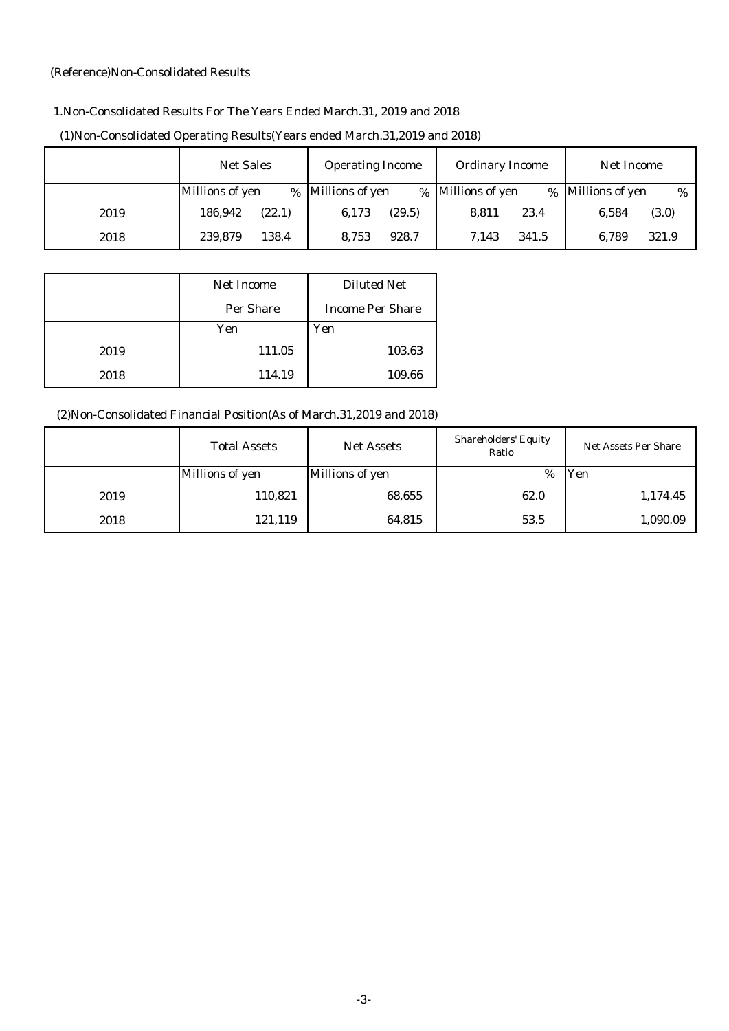(Reference)Non-Consolidated Results

1.Non-Consolidated Results For The Years Ended March.31, 2019 and 2018

(1)Non-Consolidated Operating Results(Years ended March.31,2019 and 2018)

| | Net Sales | | Operating Income | | Ordinary Income | | Net Income | |
|---|---|---|---|---|---|---|---|---|
| | Millions of yen | % | Millions of yen | % | Millions of yen | % | Millions of yen | % |
| 2019 | 186,942 | (22.1) | 6,173 | (29.5) | 8,811 | 23.4 | 6,584 | (3.0) |
| 2018 | 239,879 | 138.4 | 8,753 | 928.7 | 7,143 | 341.5 | 6,789 | 321.9 |

| | Net Income Per Share | Diluted Net Income Per Share |
|---|---|---|
| | Yen | Yen |
| 2019 | 111.05 | 103.63 |
| 2018 | 114.19 | 109.66 |

(2)Non-Consolidated Financial Position(As of March.31,2019 and 2018)

| | Total Assets | Net Assets | Shareholders' Equity Ratio | Net Assets Per Share |
|---|---|---|---|---|
| | Millions of yen | Millions of yen | % | Yen |
| 2019 | 110,821 | 68,655 | 62.0 | 1,174.45 |
| 2018 | 121,119 | 64,815 | 53.5 | 1,090.09 |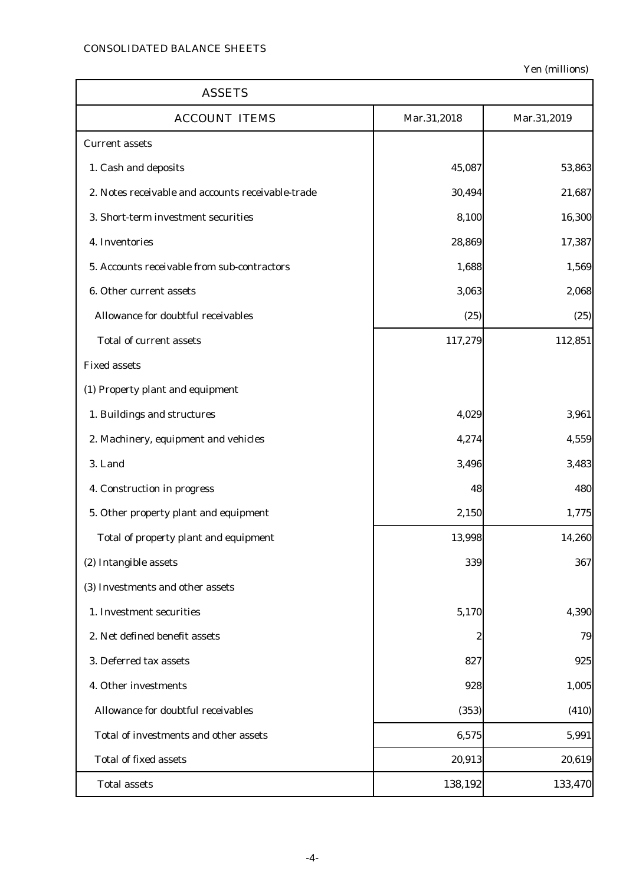CONSOLIDATED BALANCE SHEETS

Yen (millions)

| ASSETS | | |
|---|---|---|
| ACCOUNT ITEMS | Mar.31,2018 | Mar.31,2019 |
| Current assets | | |
| 1. Cash and deposits | 45,087 | 53,863 |
| 2. Notes receivable and accounts receivable-trade | 30,494 | 21,687 |
| 3. Short-term investment securities | 8,100 | 16,300 |
| 4. Inventories | 28,869 | 17,387 |
| 5. Accounts receivable from sub-contractors | 1,688 | 1,569 |
| 6. Other current assets | 3,063 | 2,068 |
| Allowance for doubtful receivables | (25) | (25) |
| Total of current assets | 117,279 | 112,851 |
| Fixed assets | | |
| (1) Property plant and equipment | | |
| 1. Buildings and structures | 4,029 | 3,961 |
| 2. Machinery, equipment and vehicles | 4,274 | 4,559 |
| 3. Land | 3,496 | 3,483 |
| 4. Construction in progress | 48 | 480 |
| 5. Other property plant and equipment | 2,150 | 1,775 |
| Total of property plant and equipment | 13,998 | 14,260 |
| (2) Intangible assets | 339 | 367 |
| (3) Investments and other assets | | |
| 1. Investment securities | 5,170 | 4,390 |
| 2. Net defined benefit assets | 2 | 79 |
| 3. Deferred tax assets | 827 | 925 |
| 4. Other investments | 928 | 1,005 |
| Allowance for doubtful receivables | (353) | (410) |
| Total of investments and other assets | 6,575 | 5,991 |
| Total of fixed assets | 20,913 | 20,619 |
| Total assets | 138,192 | 133,470 |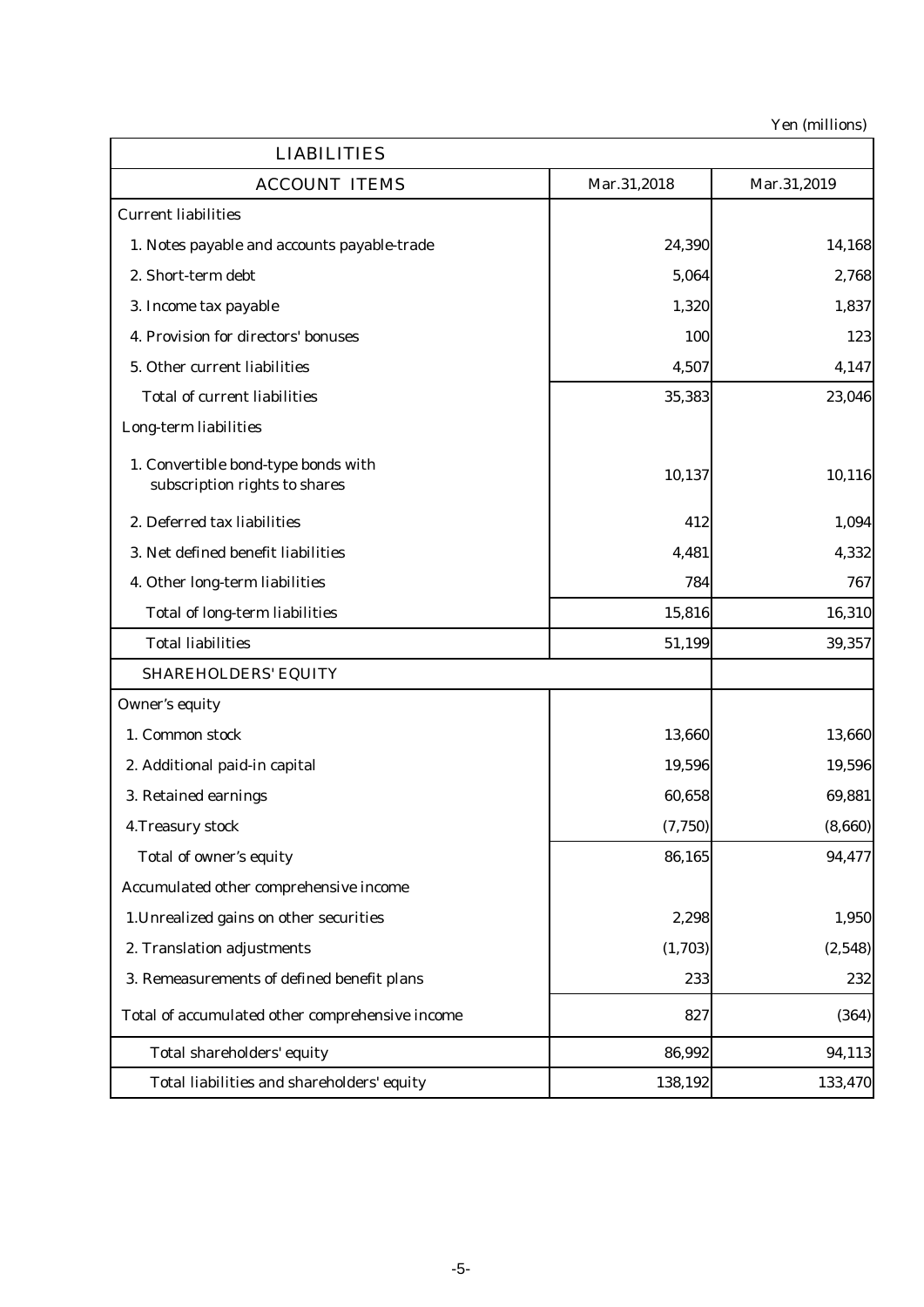Yen (millions)

| LIABILITIES | | |
|---|---|---|
| ACCOUNT ITEMS | Mar.31,2018 | Mar.31,2019 |
| Current liabilities | | |
| 1. Notes payable and accounts payable-trade | 24,390 | 14,168 |
| 2. Short-term debt | 5,064 | 2,768 |
| 3. Income tax payable | 1,320 | 1,837 |
| 4. Provision for directors' bonuses | 100 | 123 |
| 5. Other current liabilities | 4,507 | 4,147 |
| Total of current liabilities | 35,383 | 23,046 |
| Long-term liabilities | | |
| 1. Convertible bond-type bonds with subscription rights to shares | 10,137 | 10,116 |
| 2. Deferred tax liabilities | 412 | 1,094 |
| 3. Net defined benefit liabilities | 4,481 | 4,332 |
| 4. Other long-term liabilities | 784 | 767 |
| Total of long-term liabilities | 15,816 | 16,310 |
| Total liabilities | 51,199 | 39,357 |
| SHAREHOLDERS' EQUITY | | |
| Owner's equity | | |
| 1. Common stock | 13,660 | 13,660 |
| 2. Additional paid-in capital | 19,596 | 19,596 |
| 3. Retained earnings | 60,658 | 69,881 |
| 4.Treasury stock | (7,750) | (8,660) |
| Total of owner's equity | 86,165 | 94,477 |
| Accumulated other comprehensive income | | |
| 1.Unrealized gains on other securities | 2,298 | 1,950 |
| 2. Translation adjustments | (1,703) | (2,548) |
| 3. Remeasurements of defined benefit plans | 233 | 232 |
| Total of accumulated other comprehensive income | 827 | (364) |
| Total shareholders' equity | 86,992 | 94,113 |
| Total liabilities and shareholders' equity | 138,192 | 133,470 |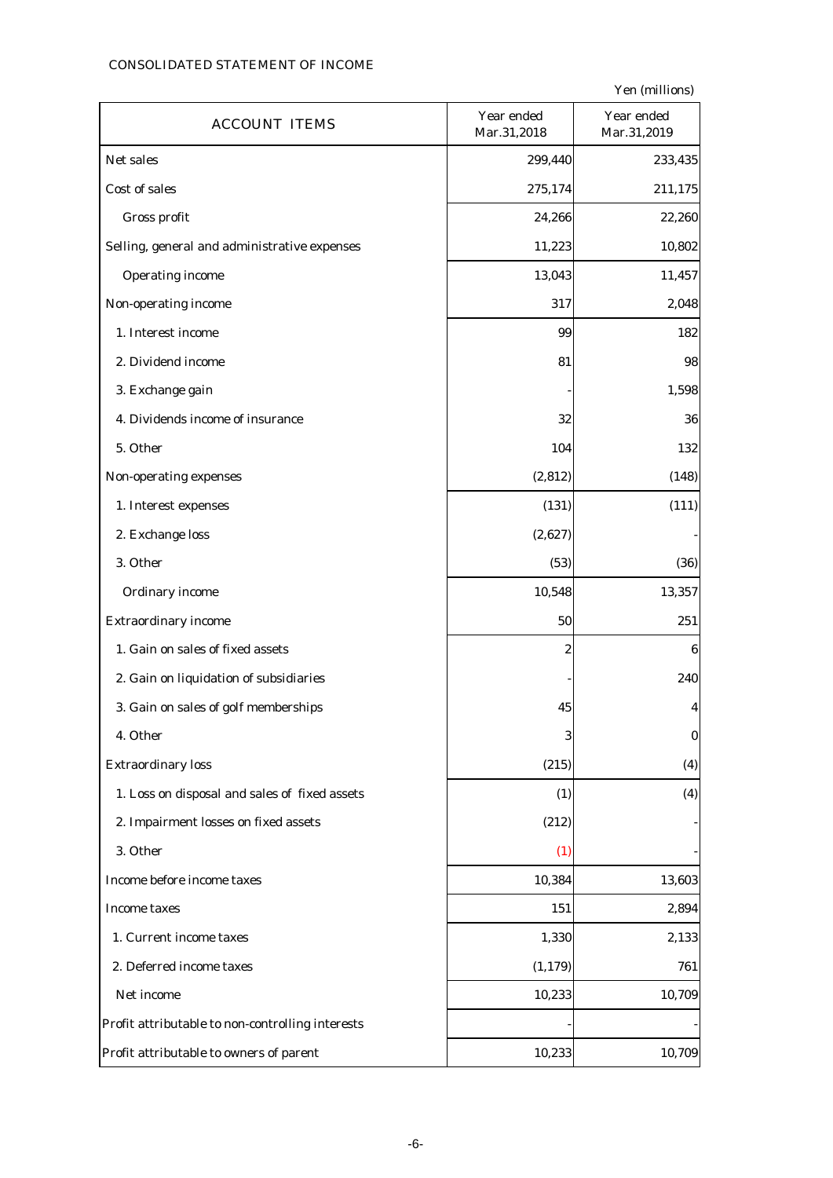CONSOLIDATED STATEMENT OF INCOME

Yen (millions)

| ACCOUNT ITEMS | Year ended Mar.31,2018 | Year ended Mar.31,2019 |
|---|---|---|
| Net sales | 299,440 | 233,435 |
| Cost of sales | 275,174 | 211,175 |
| Gross profit | 24,266 | 22,260 |
| Selling, general and administrative expenses | 11,223 | 10,802 |
| Operating income | 13,043 | 11,457 |
| Non-operating income | 317 | 2,048 |
| 1. Interest income | 99 | 182 |
| 2. Dividend income | 81 | 98 |
| 3. Exchange gain | - | 1,598 |
| 4. Dividends income of insurance | 32 | 36 |
| 5. Other | 104 | 132 |
| Non-operating expenses | (2,812) | (148) |
| 1. Interest expenses | (131) | (111) |
| 2. Exchange loss | (2,627) | - |
| 3. Other | (53) | (36) |
| Ordinary income | 10,548 | 13,357 |
| Extraordinary income | 50 | 251 |
| 1. Gain on sales of fixed assets | 2 | 6 |
| 2. Gain on liquidation of subsidiaries | - | 240 |
| 3. Gain on sales of golf memberships | 45 | 4 |
| 4. Other | 3 | 0 |
| Extraordinary loss | (215) | (4) |
| 1. Loss on disposal and sales of fixed assets | (1) | (4) |
| 2. Impairment losses on fixed assets | (212) | - |
| 3. Other | (1) | - |
| Income before income taxes | 10,384 | 13,603 |
| Income taxes | 151 | 2,894 |
| 1. Current income taxes | 1,330 | 2,133 |
| 2. Deferred income taxes | (1,179) | 761 |
| Net income | 10,233 | 10,709 |
| Profit attributable to non-controlling interests | - | - |
| Profit attributable to owners of parent | 10,233 | 10,709 |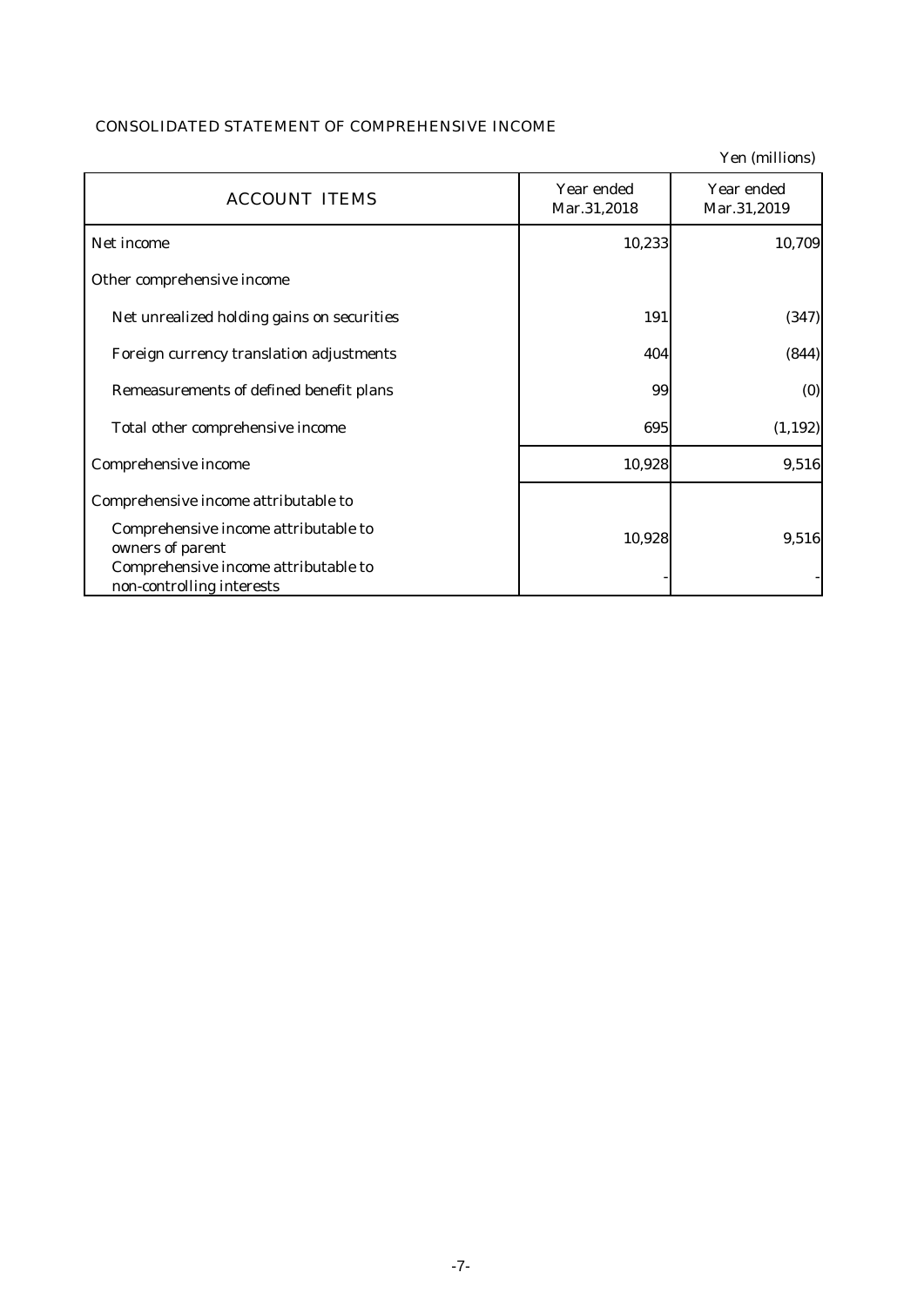## CONSOLIDATED STATEMENT OF COMPREHENSIVE INCOME

Yen (millions)

| ACCOUNT ITEMS | Year ended Mar.31,2018 | Year ended Mar.31,2019 |
|---|---|---|
| Net income | 10,233 | 10,709 |
| Other comprehensive income | | |
| Net unrealized holding gains on securities | 191 | (347) |
| Foreign currency translation adjustments | 404 | (844) |
| Remeasurements of defined benefit plans | 99 | (0) |
| Total other comprehensive income | 695 | (1,192) |
| Comprehensive income | 10,928 | 9,516 |
| Comprehensive income attributable to | | |
| Comprehensive income attributable to owners of parent | 10,928 | 9,516 |
| Comprehensive income attributable to non-controlling interests | - | - |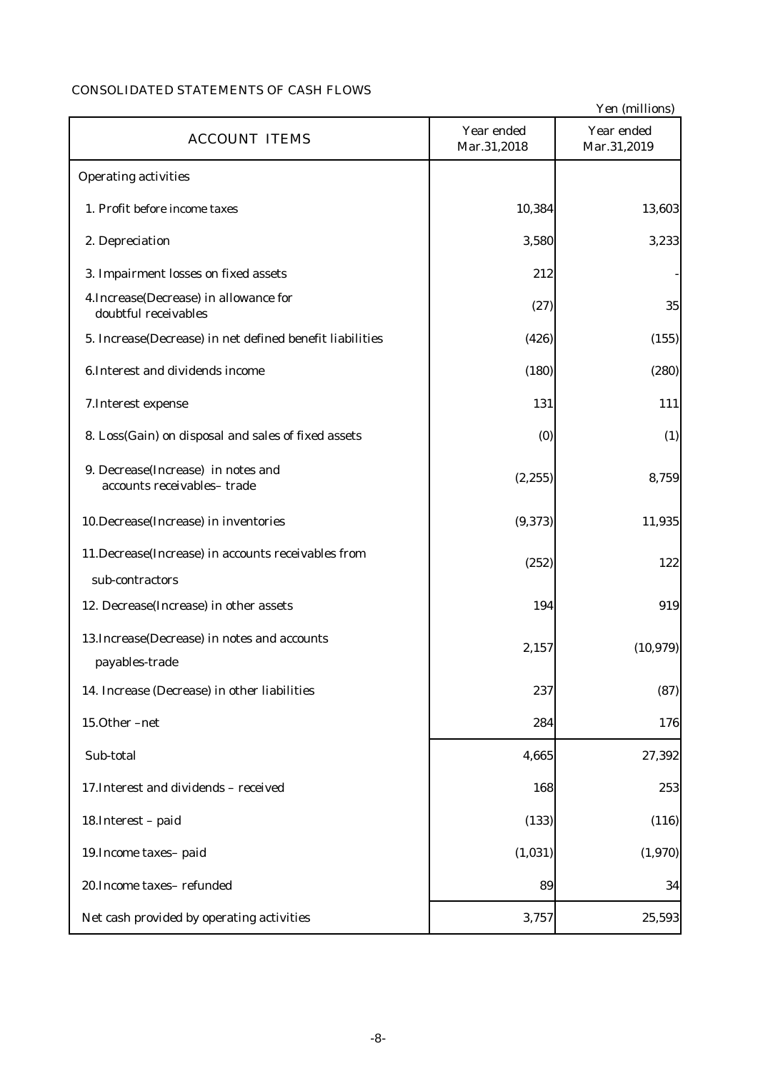CONSOLIDATED STATEMENTS OF CASH FLOWS

Yen (millions)

| ACCOUNT ITEMS | Year ended Mar.31,2018 | Year ended Mar.31,2019 |
|---|---|---|
| Operating activities | | |
| 1. Profit before income taxes | 10,384 | 13,603 |
| 2. Depreciation | 3,580 | 3,233 |
| 3. Impairment losses on fixed assets | 212 | - |
| 4.Increase(Decrease) in allowance for doubtful receivables | (27) | 35 |
| 5. Increase(Decrease) in net defined benefit liabilities | (426) | (155) |
| 6.Interest and dividends income | (180) | (280) |
| 7.Interest expense | 131 | 111 |
| 8. Loss(Gain) on disposal and sales of fixed assets | (0) | (1) |
| 9. Decrease(Increase) in notes and accounts receivables– trade | (2,255) | 8,759 |
| 10.Decrease(Increase) in inventories | (9,373) | 11,935 |
| 11.Decrease(Increase) in accounts receivables from sub-contractors | (252) | 122 |
| 12. Decrease(Increase) in other assets | 194 | 919 |
| 13.Increase(Decrease) in notes and accounts payables-trade | 2,157 | (10,979) |
| 14. Increase (Decrease) in other liabilities | 237 | (87) |
| 15.Other –net | 284 | 176 |
| Sub-total | 4,665 | 27,392 |
| 17.Interest and dividends – received | 168 | 253 |
| 18.Interest – paid | (133) | (116) |
| 19.Income taxes– paid | (1,031) | (1,970) |
| 20.Income taxes– refunded | 89 | 34 |
| Net cash provided by operating activities | 3,757 | 25,593 |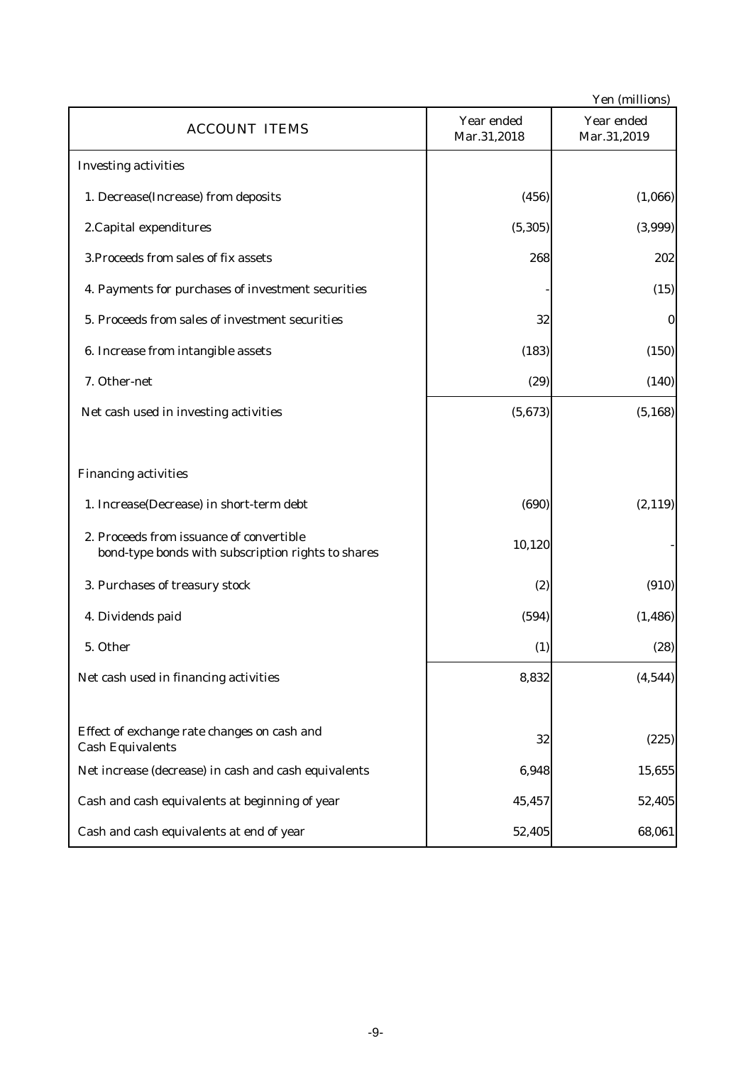Yen (millions)

| ACCOUNT ITEMS | Year ended Mar.31,2018 | Year ended Mar.31,2019 |
|---|---|---|
| Investing activities | | |
| 1. Decrease(Increase) from deposits | (456) | (1,066) |
| 2.Capital expenditures | (5,305) | (3,999) |
| 3.Proceeds from sales of fix assets | 268 | 202 |
| 4. Payments for purchases of investment securities | - | (15) |
| 5. Proceeds from sales of investment securities | 32 | 0 |
| 6. Increase from intangible assets | (183) | (150) |
| 7. Other-net | (29) | (140) |
| Net cash used in investing activities | (5,673) | (5,168) |
| | | |
| Financing activities | | |
| 1. Increase(Decrease) in short-term debt | (690) | (2,119) |
| 2. Proceeds from issuance of convertible bond-type bonds with subscription rights to shares | 10,120 | - |
| 3. Purchases of treasury stock | (2) | (910) |
| 4. Dividends paid | (594) | (1,486) |
| 5. Other | (1) | (28) |
| Net cash used in financing activities | 8,832 | (4,544) |
| | | |
| Effect of exchange rate changes on cash and Cash Equivalents | 32 | (225) |
| Net increase (decrease) in cash and cash equivalents | 6,948 | 15,655 |
| Cash and cash equivalents at beginning of year | 45,457 | 52,405 |
| Cash and cash equivalents at end of year | 52,405 | 68,061 |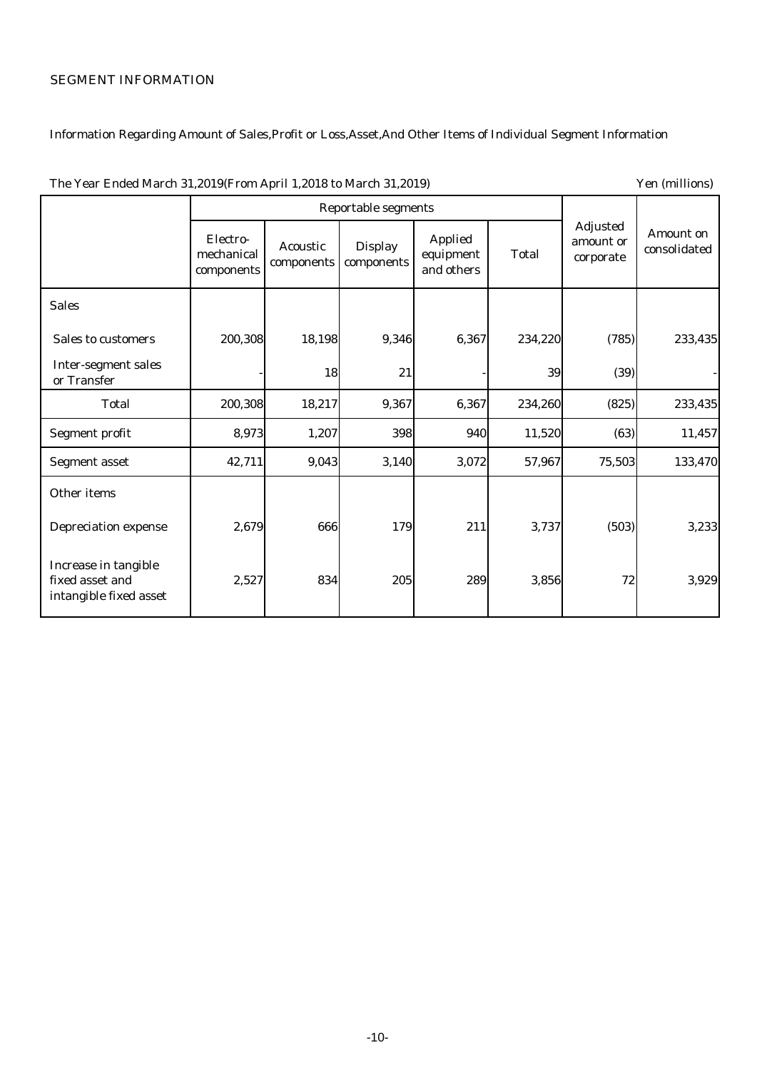SEGMENT INFORMATION

Information Regarding Amount of Sales,Profit or Loss,Asset,And Other Items of Individual Segment Information

The Year Ended March 31,2019(From April 1,2018 to March 31,2019) Yen (millions)

| | Reportable segments | | | | | Adjusted amount or corporate | Amount on consolidated |
|---|---|---|---|---|---|---|---|
| | Electro-mechanical components | Acoustic components | Display components | Applied equipment and others | Total | | |
| Sales | | | | | | | |
| Sales to customers | 200,308 | 18,198 | 9,346 | 6,367 | 234,220 | (785) | 233,435 |
| Inter-segment sales or Transfer | - | 18 | 21 | - | 39 | (39) | - |
| Total | 200,308 | 18,217 | 9,367 | 6,367 | 234,260 | (825) | 233,435 |
| Segment profit | 8,973 | 1,207 | 398 | 940 | 11,520 | (63) | 11,457 |
| Segment asset | 42,711 | 9,043 | 3,140 | 3,072 | 57,967 | 75,503 | 133,470 |
| Other items | | | | | | | |
| Depreciation expense | 2,679 | 666 | 179 | 211 | 3,737 | (503) | 3,233 |
| Increase in tangible fixed asset and intangible fixed asset | 2,527 | 834 | 205 | 289 | 3,856 | 72 | 3,929 |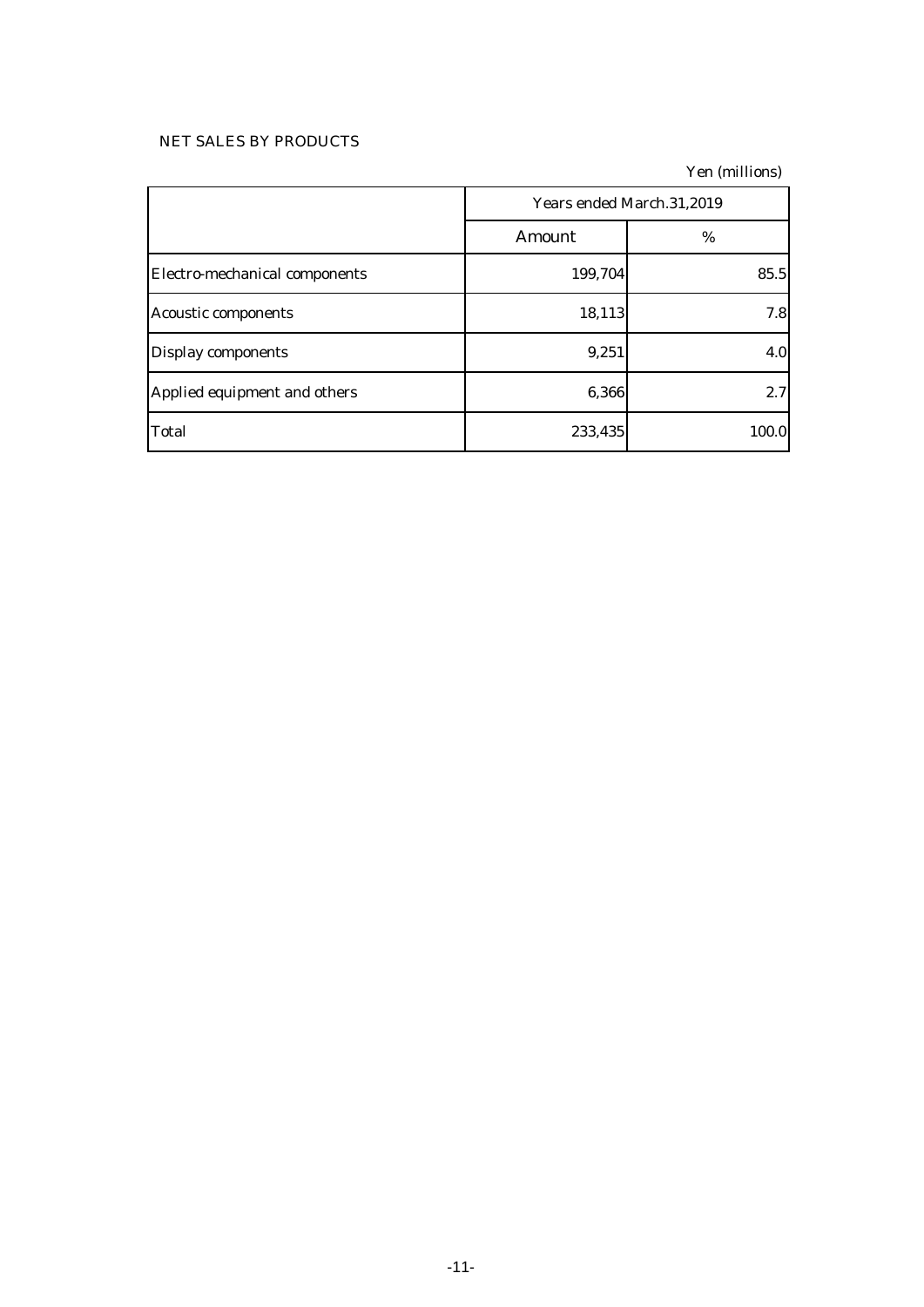NET SALES BY PRODUCTS

Yen (millions)

| | Years ended March.31,2019 | |
|---|---|---|
| | Amount | % |
| Electro-mechanical components | 199,704 | 85.5 |
| Acoustic components | 18,113 | 7.8 |
| Display components | 9,251 | 4.0 |
| Applied equipment and others | 6,366 | 2.7 |
| Total | 233,435 | 100.0 |